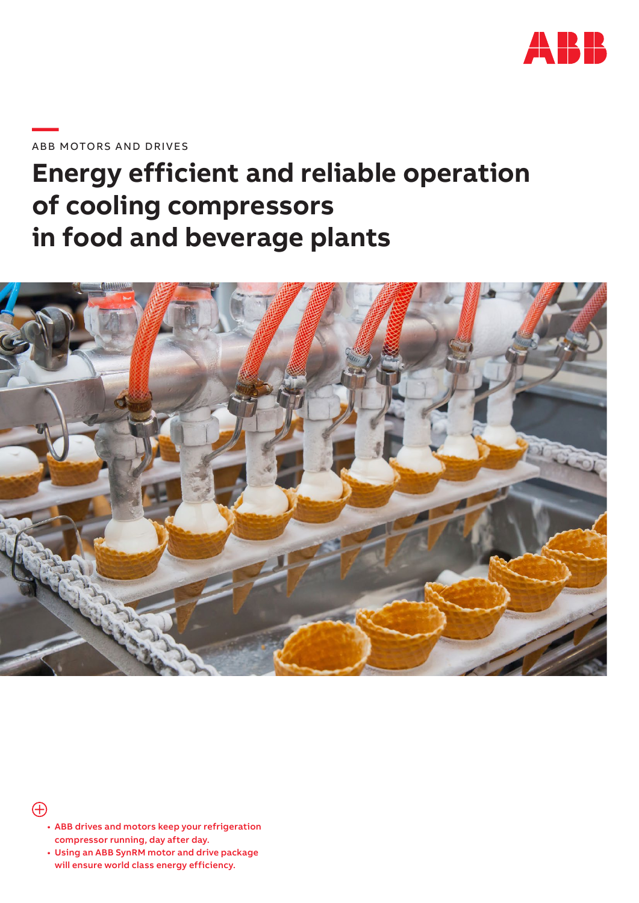ABB MOTORS AND DRIVES

# Energy efficient and reliable operation of cooling compressors in food and beverage plants

- ABB drives and motors keep your refrigeration compressor running, day after day.
- Using an ABB SynRM motor and drive package will ensure world class energy efficiency.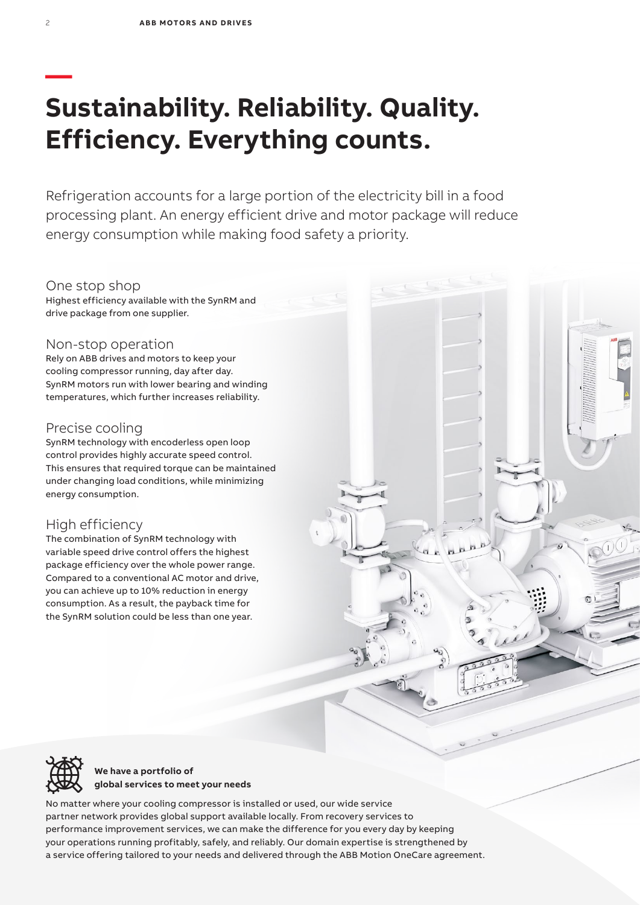# Sustainability. Reliability. Quality. Efficiency. Everything counts.

Refrigeration accounts for a large portion of the electricity bill in a food processing plant. An energy efficient drive and motor package will reduce energy consumption while making food safety a priority.

## One stop shop

Highest efficiency available with the SynRM and drive package from one supplier.

## Non-stop operation

Rely on ABB drives and motors to keep your cooling compressor running, day after day. SynRM motors run with lower bearing and winding temperatures, which further increases reliability.

## Precise cooling

SynRM technology with encoderless open loop control provides highly accurate speed control. This ensures that required torque can be maintained under changing load conditions, while minimizing energy consumption.

## High efficiency

The combination of SynRM technology with variable speed drive control offers the highest package efficiency over the whole power range. Compared to a conventional AC motor and drive, you can achieve up to 10% reduction in energy consumption. As a result, the payback time for the SynRM solution could be less than one year.

**We have a portfolio of global services to meet your needs**

No matter where your cooling compressor is installed or used, our wide service partner network provides global support available locally. From recovery services to performance improvement services, we can make the difference for you every day by keeping your operations running profitably, safely, and reliably. Our domain expertise is strengthened by a service offering tailored to your needs and delivered through the ABB Motion OneCare agreement.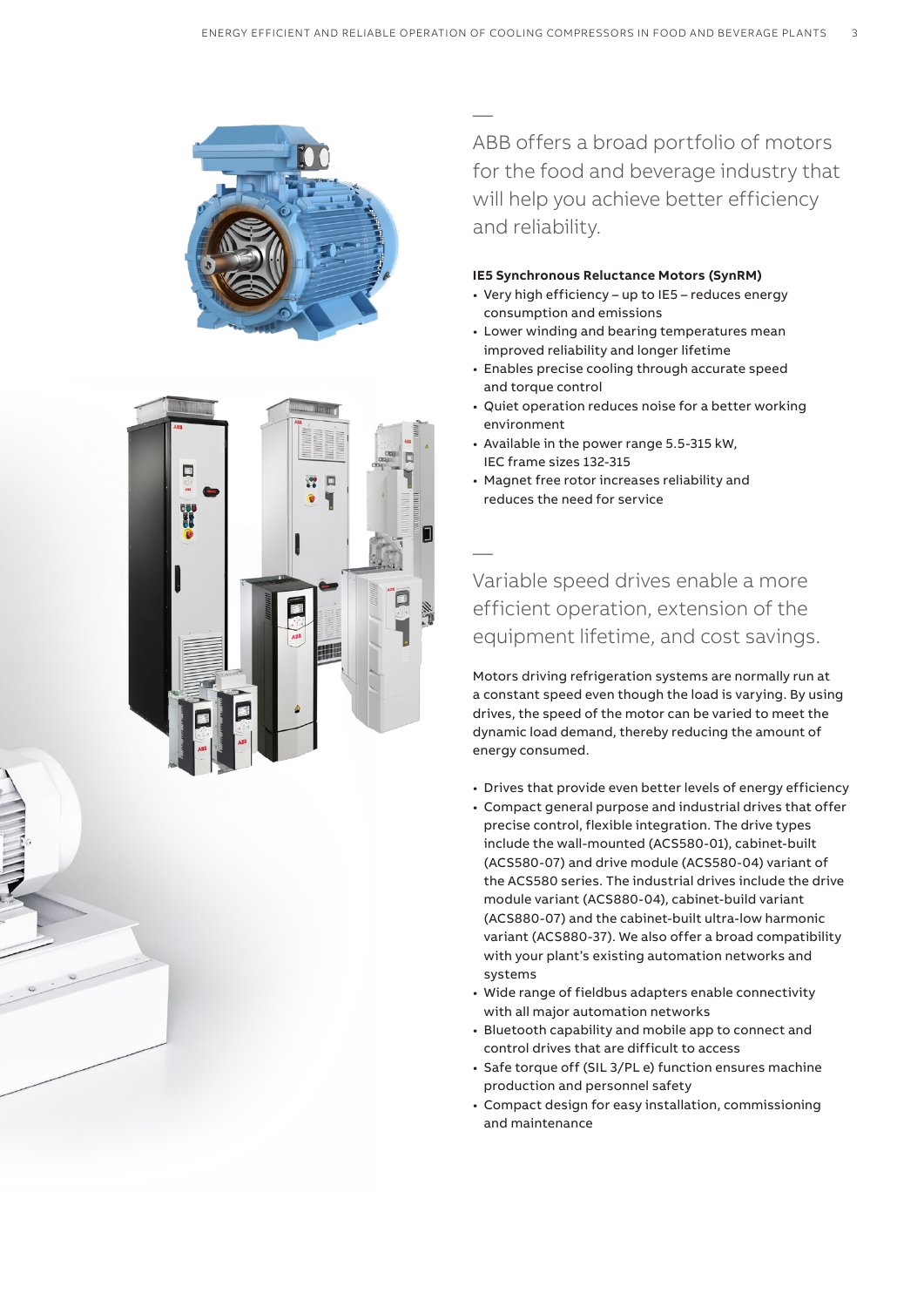## ABB offers a broad portfolio of motors for the food and beverage industry that will help you achieve better efficiency and reliability.

**IE5 Synchronous Reluctance Motors (SynRM)**

- Very high efficiency – up to IE5 – reduces energy consumption and emissions
- Lower winding and bearing temperatures mean improved reliability and longer lifetime
- Enables precise cooling through accurate speed and torque control
- Quiet operation reduces noise for a better working environment
- Available in the power range 5.5-315 kW, IEC frame sizes 132-315
- Magnet free rotor increases reliability and reduces the need for service

## Variable speed drives enable a more efficient operation, extension of the equipment lifetime, and cost savings.

Motors driving refrigeration systems are normally run at a constant speed even though the load is varying. By using drives, the speed of the motor can be varied to meet the dynamic load demand, thereby reducing the amount of energy consumed.

- Drives that provide even better levels of energy efficiency
- Compact general purpose and industrial drives that offer precise control, flexible integration. The drive types include the wall-mounted (ACS580-01), cabinet-built (ACS580-07) and drive module (ACS580-04) variant of the ACS580 series. The industrial drives include the drive module variant (ACS880-04), cabinet-build variant (ACS880-07) and the cabinet-built ultra-low harmonic variant (ACS880-37). We also offer a broad compatibility with your plant's existing automation networks and systems
- Wide range of fieldbus adapters enable connectivity with all major automation networks
- Bluetooth capability and mobile app to connect and control drives that are difficult to access
- Safe torque off (SIL 3/PL e) function ensures machine production and personnel safety
- Compact design for easy installation, commissioning and maintenance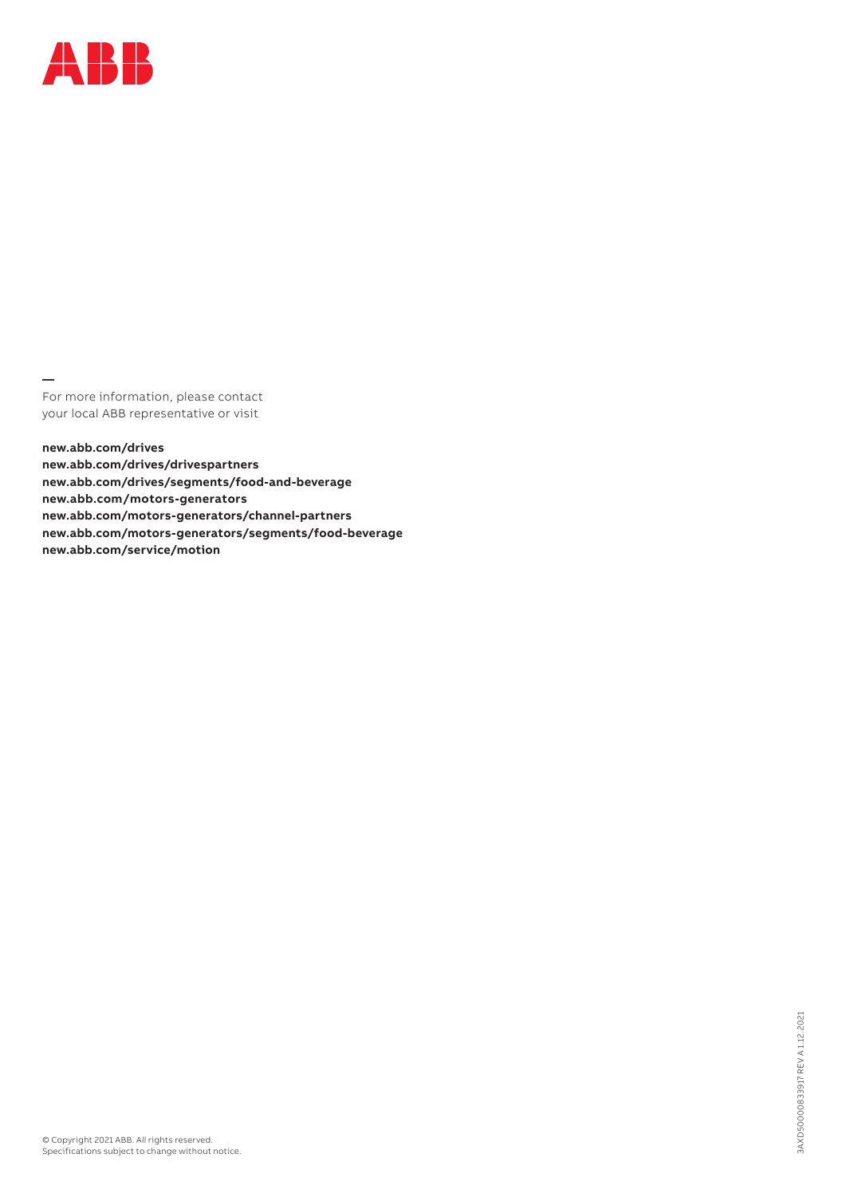—
For more information, please contact
your local ABB representative or visit

**new.abb.com/drives**
**new.abb.com/drives/drivespartners**
**new.abb.com/drives/segments/food-and-beverage**
**new.abb.com/motors-generators**
**new.abb.com/motors-generators/channel-partners**
**new.abb.com/motors-generators/segments/food-beverage**
**new.abb.com/service/motion**

© Copyright 2021 ABB. All rights reserved.
Specifications subject to change without notice.

3AXD50000833917 REV A 1.12.2021